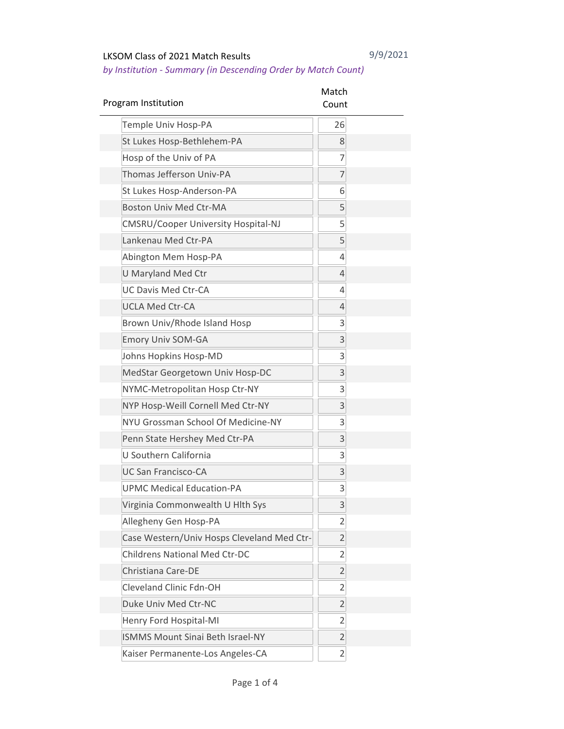LKSOM Class of 2021 Match Results

9/9/2021

*by Institution - Summary (in Descending Order by Match Count)*

| Program Institution | Match Count |
|---|---|
| Temple Univ Hosp-PA | 26 |
| St Lukes Hosp-Bethlehem-PA | 8 |
| Hosp of the Univ of PA | 7 |
| Thomas Jefferson Univ-PA | 7 |
| St Lukes Hosp-Anderson-PA | 6 |
| Boston Univ Med Ctr-MA | 5 |
| CMSRU/Cooper University Hospital-NJ | 5 |
| Lankenau Med Ctr-PA | 5 |
| Abington Mem Hosp-PA | 4 |
| U Maryland Med Ctr | 4 |
| UC Davis Med Ctr-CA | 4 |
| UCLA Med Ctr-CA | 4 |
| Brown Univ/Rhode Island Hosp | 3 |
| Emory Univ SOM-GA | 3 |
| Johns Hopkins Hosp-MD | 3 |
| MedStar Georgetown Univ Hosp-DC | 3 |
| NYMC-Metropolitan Hosp Ctr-NY | 3 |
| NYP Hosp-Weill Cornell Med Ctr-NY | 3 |
| NYU Grossman School Of Medicine-NY | 3 |
| Penn State Hershey Med Ctr-PA | 3 |
| U Southern California | 3 |
| UC San Francisco-CA | 3 |
| UPMC Medical Education-PA | 3 |
| Virginia Commonwealth U Hlth Sys | 3 |
| Allegheny Gen Hosp-PA | 2 |
| Case Western/Univ Hosps Cleveland Med Ctr- | 2 |
| Childrens National Med Ctr-DC | 2 |
| Christiana Care-DE | 2 |
| Cleveland Clinic Fdn-OH | 2 |
| Duke Univ Med Ctr-NC | 2 |
| Henry Ford Hospital-MI | 2 |
| ISMMS Mount Sinai Beth Israel-NY | 2 |
| Kaiser Permanente-Los Angeles-CA | 2 |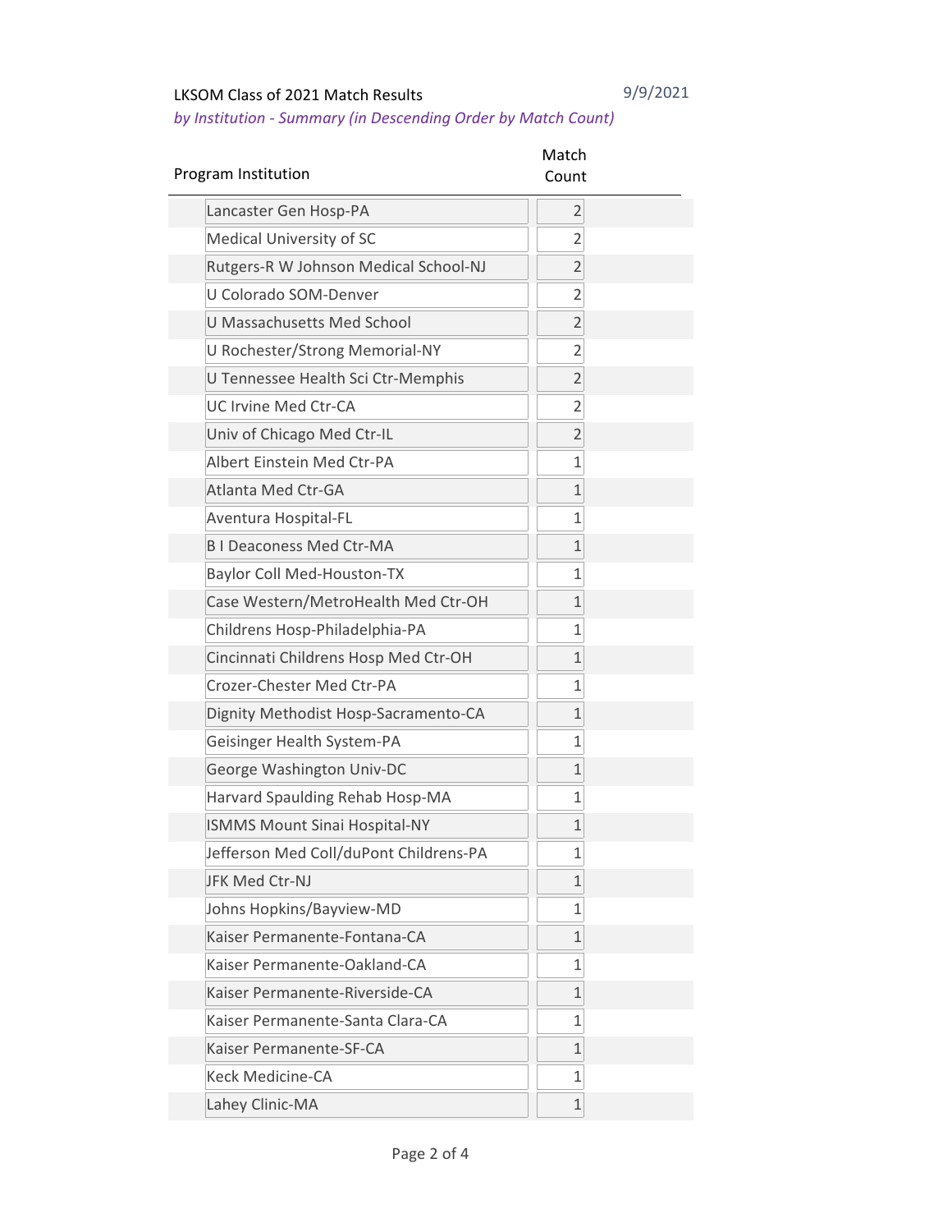LKSOM Class of 2021 Match Results

*by Institution - Summary (in Descending Order by Match Count)*

9/9/2021

| Program Institution | Match Count |
| --- | --- |
| Lancaster Gen Hosp-PA | 2 |
| Medical University of SC | 2 |
| Rutgers-R W Johnson Medical School-NJ | 2 |
| U Colorado SOM-Denver | 2 |
| U Massachusetts Med School | 2 |
| U Rochester/Strong Memorial-NY | 2 |
| U Tennessee Health Sci Ctr-Memphis | 2 |
| UC Irvine Med Ctr-CA | 2 |
| Univ of Chicago Med Ctr-IL | 2 |
| Albert Einstein Med Ctr-PA | 1 |
| Atlanta Med Ctr-GA | 1 |
| Aventura Hospital-FL | 1 |
| B I Deaconess Med Ctr-MA | 1 |
| Baylor Coll Med-Houston-TX | 1 |
| Case Western/MetroHealth Med Ctr-OH | 1 |
| Childrens Hosp-Philadelphia-PA | 1 |
| Cincinnati Childrens Hosp Med Ctr-OH | 1 |
| Crozer-Chester Med Ctr-PA | 1 |
| Dignity Methodist Hosp-Sacramento-CA | 1 |
| Geisinger Health System-PA | 1 |
| George Washington Univ-DC | 1 |
| Harvard Spaulding Rehab Hosp-MA | 1 |
| ISMMS Mount Sinai Hospital-NY | 1 |
| Jefferson Med Coll/duPont Childrens-PA | 1 |
| JFK Med Ctr-NJ | 1 |
| Johns Hopkins/Bayview-MD | 1 |
| Kaiser Permanente-Fontana-CA | 1 |
| Kaiser Permanente-Oakland-CA | 1 |
| Kaiser Permanente-Riverside-CA | 1 |
| Kaiser Permanente-Santa Clara-CA | 1 |
| Kaiser Permanente-SF-CA | 1 |
| Keck Medicine-CA | 1 |
| Lahey Clinic-MA | 1 |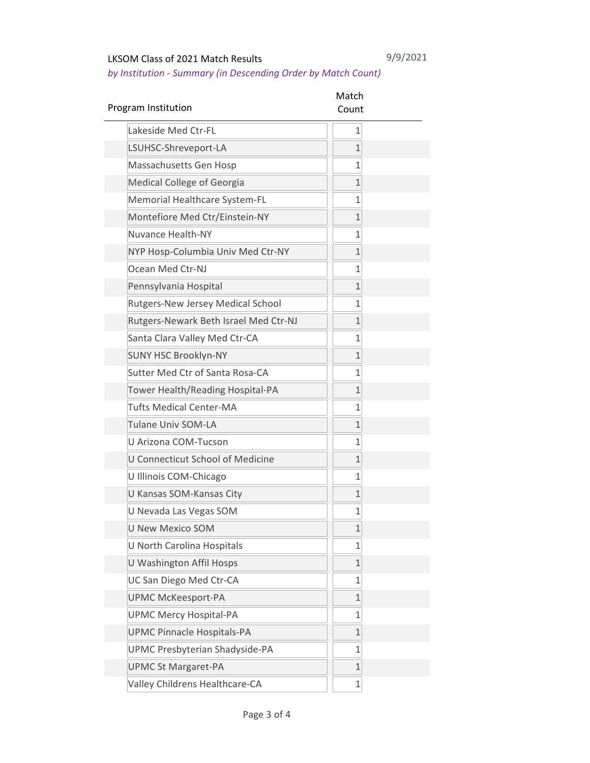LKSOM Class of 2021 Match Results

*by Institution - Summary (in Descending Order by Match Count)*

9/9/2021

| Program Institution | Match Count |
| --- | --- |
| Lakeside Med Ctr-FL | 1 |
| LSUHSC-Shreveport-LA | 1 |
| Massachusetts Gen Hosp | 1 |
| Medical College of Georgia | 1 |
| Memorial Healthcare System-FL | 1 |
| Montefiore Med Ctr/Einstein-NY | 1 |
| Nuvance Health-NY | 1 |
| NYP Hosp-Columbia Univ Med Ctr-NY | 1 |
| Ocean Med Ctr-NJ | 1 |
| Pennsylvania Hospital | 1 |
| Rutgers-New Jersey Medical School | 1 |
| Rutgers-Newark Beth Israel Med Ctr-NJ | 1 |
| Santa Clara Valley Med Ctr-CA | 1 |
| SUNY HSC Brooklyn-NY | 1 |
| Sutter Med Ctr of Santa Rosa-CA | 1 |
| Tower Health/Reading Hospital-PA | 1 |
| Tufts Medical Center-MA | 1 |
| Tulane Univ SOM-LA | 1 |
| U Arizona COM-Tucson | 1 |
| U Connecticut School of Medicine | 1 |
| U Illinois COM-Chicago | 1 |
| U Kansas SOM-Kansas City | 1 |
| U Nevada Las Vegas SOM | 1 |
| U New Mexico SOM | 1 |
| U North Carolina Hospitals | 1 |
| U Washington Affil Hosps | 1 |
| UC San Diego Med Ctr-CA | 1 |
| UPMC McKeesport-PA | 1 |
| UPMC Mercy Hospital-PA | 1 |
| UPMC Pinnacle Hospitals-PA | 1 |
| UPMC Presbyterian Shadyside-PA | 1 |
| UPMC St Margaret-PA | 1 |
| Valley Childrens Healthcare-CA | 1 |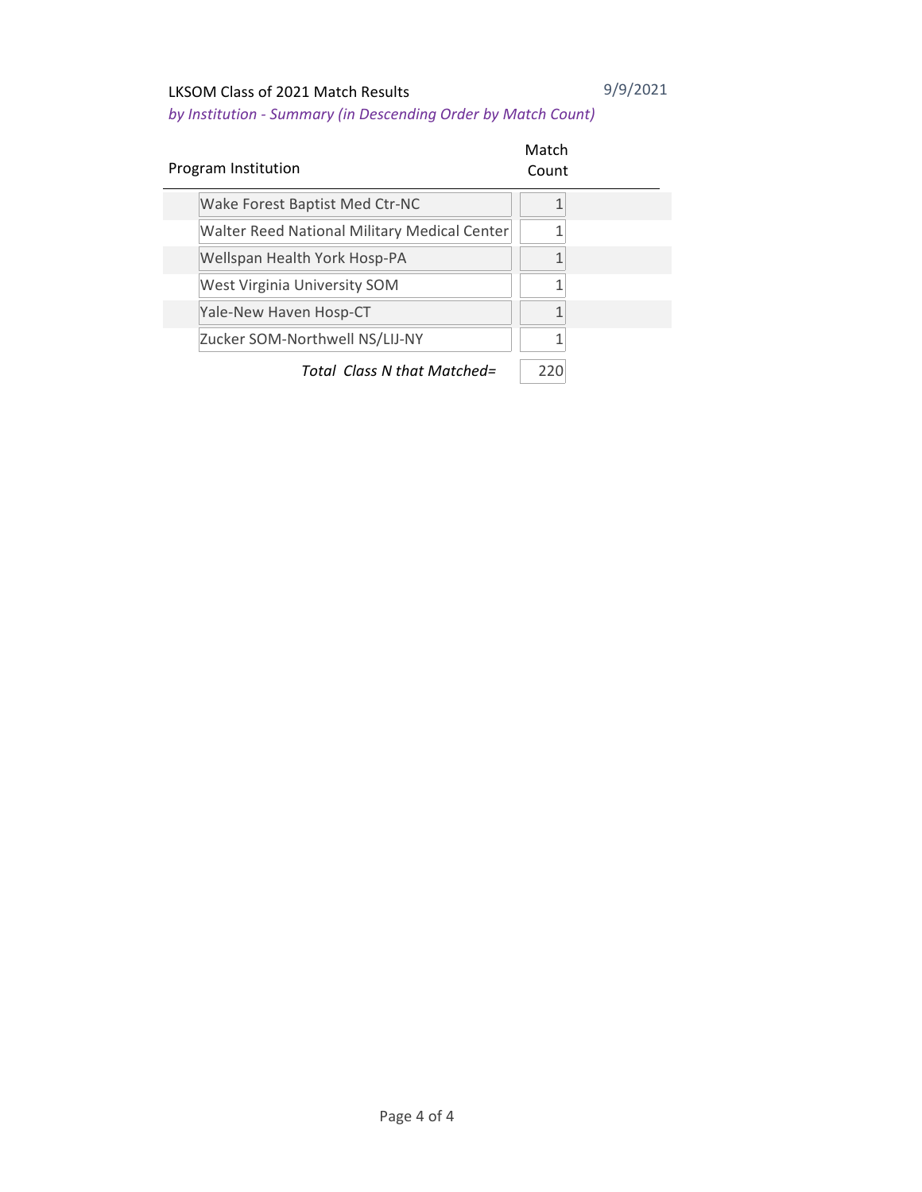LKSOM Class of 2021 Match Results

9/9/2021

*by Institution - Summary (in Descending Order by Match Count)*

| Program Institution | Match Count |
|---|---|
| Wake Forest Baptist Med Ctr-NC | 1 |
| Walter Reed National Military Medical Center | 1 |
| Wellspan Health York Hosp-PA | 1 |
| West Virginia University SOM | 1 |
| Yale-New Haven Hosp-CT | 1 |
| Zucker SOM-Northwell NS/LIJ-NY | 1 |
| *Total Class N that Matched=* | 220 |